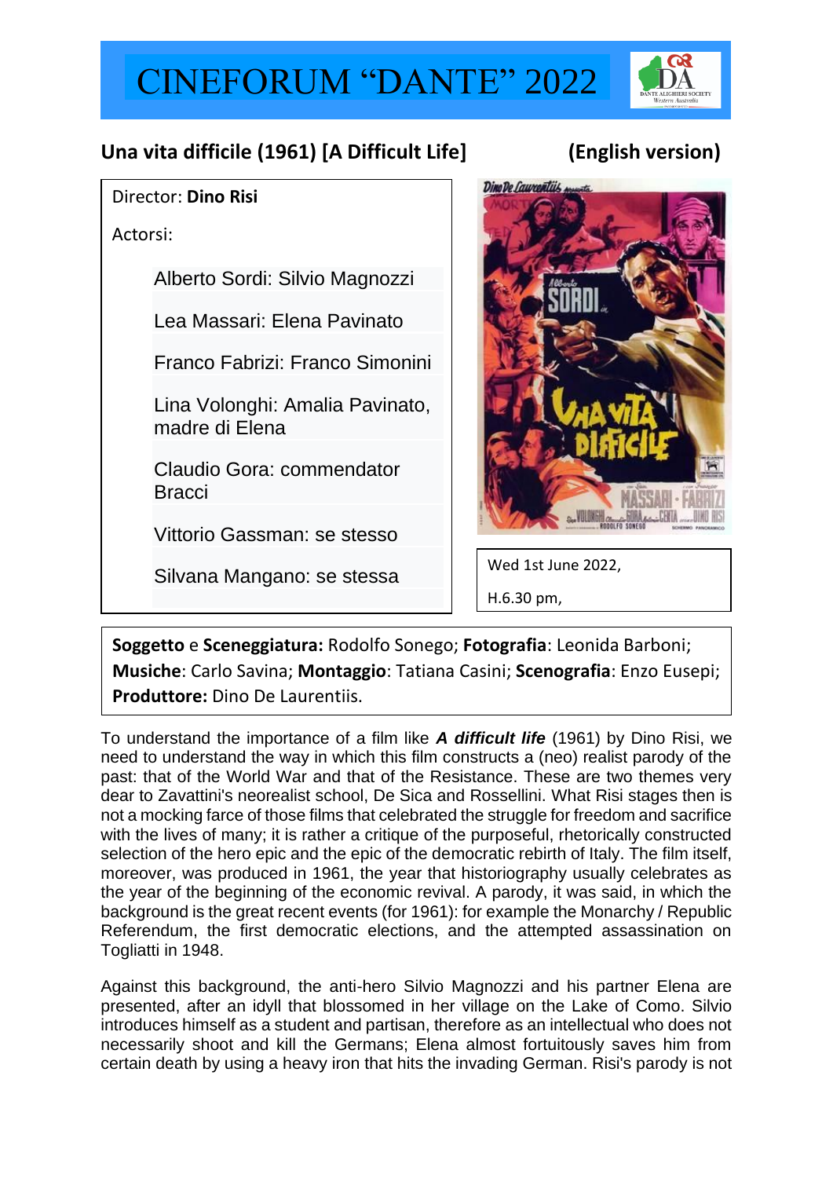# CINEFORUM "DANTE" 2022

## Una vita difficile (1961) [A Difficult Life] (English version)

Director: **Dino Risi**

Actorsi:

- Alberto Sordi: Silvio Magnozzi
- Lea Massari: Elena Pavinato
- Franco Fabrizi: Franco Simonini
- Lina Volonghi: Amalia Pavinato, madre di Elena
- Claudio Gora: commendator Bracci
- Vittorio Gassman: se stesso
- Silvana Mangano: se stessa

Wed 1st June 2022,

H.6.30 pm,

**Soggetto** e **Sceneggiatura:** Rodolfo Sonego; **Fotografia**: Leonida Barboni; **Musiche**: Carlo Savina; **Montaggio**: Tatiana Casini; **Scenografia**: Enzo Eusepi; **Produttore:** Dino De Laurentiis.

To understand the importance of a film like ***A difficult life*** (1961) by Dino Risi, we need to understand the way in which this film constructs a (neo) realist parody of the past: that of the World War and that of the Resistance. These are two themes very dear to Zavattini's neorealist school, De Sica and Rossellini. What Risi stages then is not a mocking farce of those films that celebrated the struggle for freedom and sacrifice with the lives of many; it is rather a critique of the purposeful, rhetorically constructed selection of the hero epic and the epic of the democratic rebirth of Italy. The film itself, moreover, was produced in 1961, the year that historiography usually celebrates as the year of the beginning of the economic revival. A parody, it was said, in which the background is the great recent events (for 1961): for example the Monarchy / Republic Referendum, the first democratic elections, and the attempted assassination on Togliatti in 1948.

Against this background, the anti-hero Silvio Magnozzi and his partner Elena are presented, after an idyll that blossomed in her village on the Lake of Como. Silvio introduces himself as a student and partisan, therefore as an intellectual who does not necessarily shoot and kill the Germans; Elena almost fortuitously saves him from certain death by using a heavy iron that hits the invading German. Risi's parody is not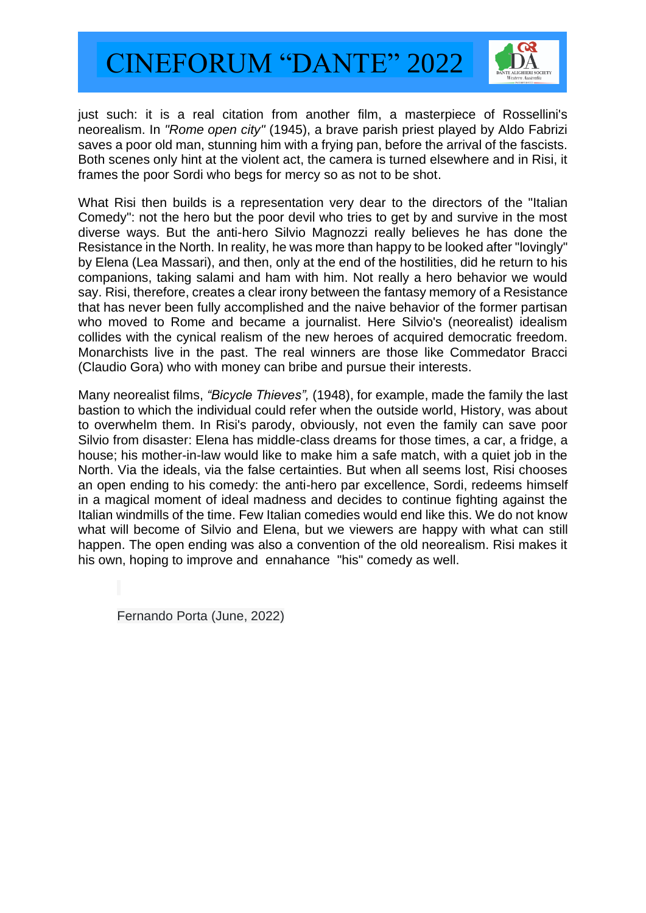just such: it is a real citation from another film, a masterpiece of Rossellini's neorealism. In *"Rome open city"* (1945), a brave parish priest played by Aldo Fabrizi saves a poor old man, stunning him with a frying pan, before the arrival of the fascists. Both scenes only hint at the violent act, the camera is turned elsewhere and in Risi, it frames the poor Sordi who begs for mercy so as not to be shot.

What Risi then builds is a representation very dear to the directors of the "Italian Comedy": not the hero but the poor devil who tries to get by and survive in the most diverse ways. But the anti-hero Silvio Magnozzi really believes he has done the Resistance in the North. In reality, he was more than happy to be looked after "lovingly" by Elena (Lea Massari), and then, only at the end of the hostilities, did he return to his companions, taking salami and ham with him. Not really a hero behavior we would say. Risi, therefore, creates a clear irony between the fantasy memory of a Resistance that has never been fully accomplished and the naive behavior of the former partisan who moved to Rome and became a journalist. Here Silvio's (neorealist) idealism collides with the cynical realism of the new heroes of acquired democratic freedom. Monarchists live in the past. The real winners are those like Commedator Bracci (Claudio Gora) who with money can bribe and pursue their interests.

Many neorealist films, *"Bicycle Thieves",* (1948), for example, made the family the last bastion to which the individual could refer when the outside world, History, was about to overwhelm them. In Risi's parody, obviously, not even the family can save poor Silvio from disaster: Elena has middle-class dreams for those times, a car, a fridge, a house; his mother-in-law would like to make him a safe match, with a quiet job in the North. Via the ideals, via the false certainties. But when all seems lost, Risi chooses an open ending to his comedy: the anti-hero par excellence, Sordi, redeems himself in a magical moment of ideal madness and decides to continue fighting against the Italian windmills of the time. Few Italian comedies would end like this. We do not know what will become of Silvio and Elena, but we viewers are happy with what can still happen. The open ending was also a convention of the old neorealism. Risi makes it his own, hoping to improve and ennahance "his" comedy as well.

Fernando Porta (June, 2022)